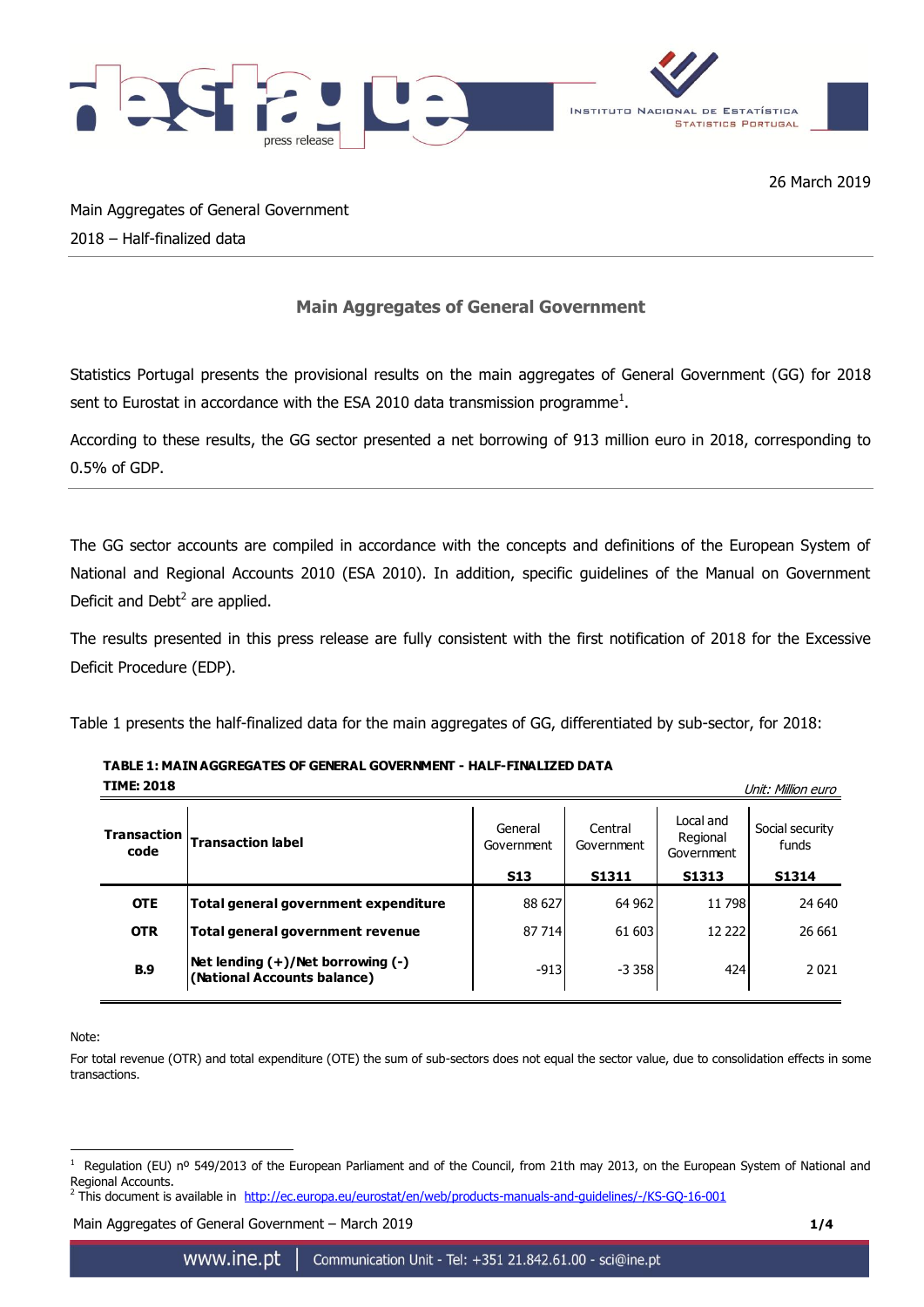26 March 2019

Main Aggregates of General Government
2018 – Half-finalized data

## Main Aggregates of General Government

Statistics Portugal presents the provisional results on the main aggregates of General Government (GG) for 2018 sent to Eurostat in accordance with the ESA 2010 data transmission programme[1].

According to these results, the GG sector presented a net borrowing of 913 million euro in 2018, corresponding to 0.5% of GDP.

The GG sector accounts are compiled in accordance with the concepts and definitions of the European System of National and Regional Accounts 2010 (ESA 2010). In addition, specific guidelines of the Manual on Government Deficit and Debt[2] are applied.

The results presented in this press release are fully consistent with the first notification of 2018 for the Excessive Deficit Procedure (EDP).

Table 1 presents the half-finalized data for the main aggregates of GG, differentiated by sub-sector, for 2018:

**TABLE 1: MAIN AGGREGATES OF GENERAL GOVERNMENT - HALF-FINALIZED DATA**
**TIME: 2018**

*Unit: Million euro*

| Transaction code | Transaction label | General Government S13 | Central Government S1311 | Local and Regional Government S1313 | Social security funds S1314 |
|---|---|---|---|---|---|
| **OTE** | **Total general government expenditure** | 88 627 | 64 962 | 11 798 | 24 640 |
| **OTR** | **Total general government revenue** | 87 714 | 61 603 | 12 222 | 26 661 |
| **B.9** | **Net lending (+)/Net borrowing (-) (National Accounts balance)** | -913 | -3 358 | 424 | 2 021 |

Note:

For total revenue (OTR) and total expenditure (OTE) the sum of sub-sectors does not equal the sector value, due to consolidation effects in some transactions.

[1] Regulation (EU) nº 549/2013 of the European Parliament and of the Council, from 21th may 2013, on the European System of National and Regional Accounts.

[2] This document is available in http://ec.europa.eu/eurostat/en/web/products-manuals-and-guidelines/-/KS-GQ-16-001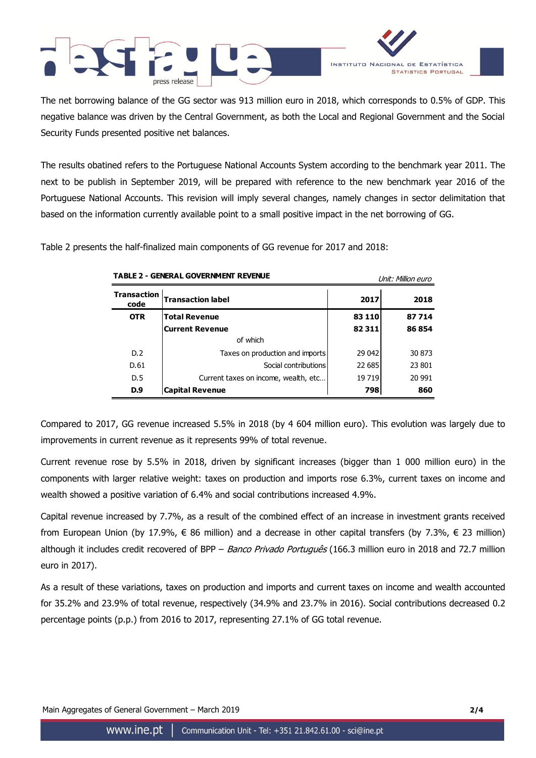The net borrowing balance of the GG sector was 913 million euro in 2018, which corresponds to 0.5% of GDP. This negative balance was driven by the Central Government, as both the Local and Regional Government and the Social Security Funds presented positive net balances.

The results obatined refers to the Portuguese National Accounts System according to the benchmark year 2011. The next to be publish in September 2019, will be prepared with reference to the new benchmark year 2016 of the Portuguese National Accounts. This revision will imply several changes, namely changes in sector delimitation that based on the information currently available point to a small positive impact in the net borrowing of GG.

Table 2 presents the half-finalized main components of GG revenue for 2017 and 2018:

**TABLE 2 - GENERAL GOVERNMENT REVENUE**

*Unit: Million euro*

| Transaction code | Transaction label | 2017 | 2018 |
|---|---|---|---|
| **OTR** | **Total Revenue** | **83 110** | **87 714** |
| | **Current Revenue** | **82 311** | **86 854** |
| | of which | | |
| D.2 | Taxes on production and imports | 29 042 | 30 873 |
| D.61 | Social contributions | 22 685 | 23 801 |
| D.5 | Current taxes on income, wealth, etc… | 19 719 | 20 991 |
| **D.9** | **Capital Revenue** | **798** | **860** |

Compared to 2017, GG revenue increased 5.5% in 2018 (by 4 604 million euro). This evolution was largely due to improvements in current revenue as it represents 99% of total revenue.

Current revenue rose by 5.5% in 2018, driven by significant increases (bigger than 1 000 million euro) in the components with larger relative weight: taxes on production and imports rose 6.3%, current taxes on income and wealth showed a positive variation of 6.4% and social contributions increased 4.9%.

Capital revenue increased by 7.7%, as a result of the combined effect of an increase in investment grants received from European Union (by 17.9%, € 86 million) and a decrease in other capital transfers (by 7.3%, € 23 million) although it includes credit recovered of BPP – *Banco Privado Português* (166.3 million euro in 2018 and 72.7 million euro in 2017).

As a result of these variations, taxes on production and imports and current taxes on income and wealth accounted for 35.2% and 23.9% of total revenue, respectively (34.9% and 23.7% in 2016). Social contributions decreased 0.2 percentage points (p.p.) from 2016 to 2017, representing 27.1% of GG total revenue.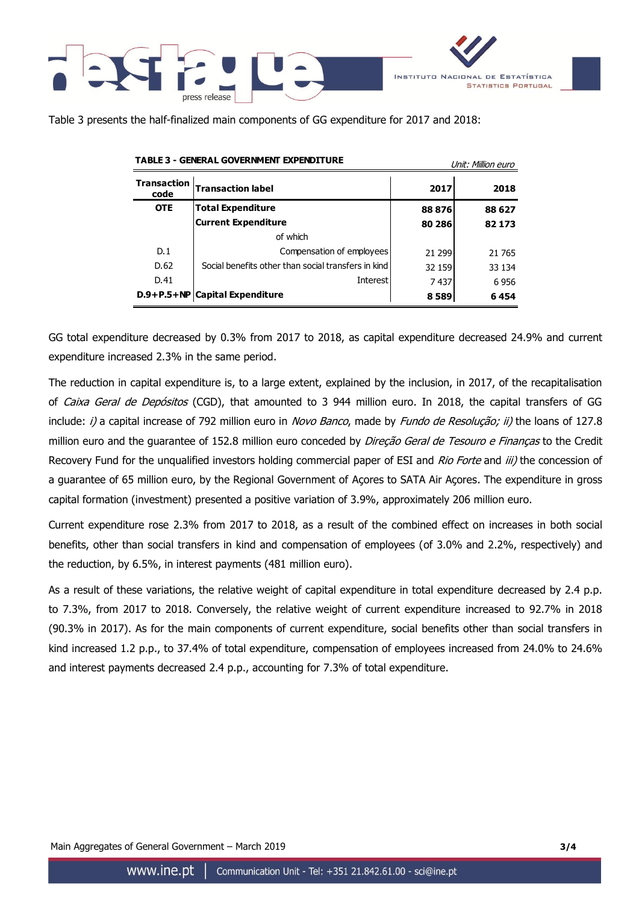Table 3 presents the half-finalized main components of GG expenditure for 2017 and 2018:

**TABLE 3 - GENERAL GOVERNMENT EXPENDITURE**

*Unit: Million euro*

| Transaction code | Transaction label | 2017 | 2018 |
|---|---|---|---|
| **OTE** | **Total Expenditure** | **88 876** | **88 627** |
| | **Current Expenditure** | **80 286** | **82 173** |
| | of which | | |
| D.1 | Compensation of employees | 21 299 | 21 765 |
| D.62 | Social benefits other than social transfers in kind | 32 159 | 33 134 |
| D.41 | Interest | 7 437 | 6 956 |
| **D.9+P.5+NP** | **Capital Expenditure** | **8 589** | **6 454** |

GG total expenditure decreased by 0.3% from 2017 to 2018, as capital expenditure decreased 24.9% and current expenditure increased 2.3% in the same period.

The reduction in capital expenditure is, to a large extent, explained by the inclusion, in 2017, of the recapitalisation of *Caixa Geral de Depósitos* (CGD), that amounted to 3 944 million euro. In 2018, the capital transfers of GG include: *i)* a capital increase of 792 million euro in *Novo Banco*, made by *Fundo de Resolução; ii)* the loans of 127.8 million euro and the guarantee of 152.8 million euro conceded by *Direção Geral de Tesouro e Finanças* to the Credit Recovery Fund for the unqualified investors holding commercial paper of ESI and *Rio Forte* and *iii)* the concession of a guarantee of 65 million euro, by the Regional Government of Açores to SATA Air Açores. The expenditure in gross capital formation (investment) presented a positive variation of 3.9%, approximately 206 million euro.

Current expenditure rose 2.3% from 2017 to 2018, as a result of the combined effect on increases in both social benefits, other than social transfers in kind and compensation of employees (of 3.0% and 2.2%, respectively) and the reduction, by 6.5%, in interest payments (481 million euro).

As a result of these variations, the relative weight of capital expenditure in total expenditure decreased by 2.4 p.p. to 7.3%, from 2017 to 2018. Conversely, the relative weight of current expenditure increased to 92.7% in 2018 (90.3% in 2017). As for the main components of current expenditure, social benefits other than social transfers in kind increased 1.2 p.p., to 37.4% of total expenditure, compensation of employees increased from 24.0% to 24.6% and interest payments decreased 2.4 p.p., accounting for 7.3% of total expenditure.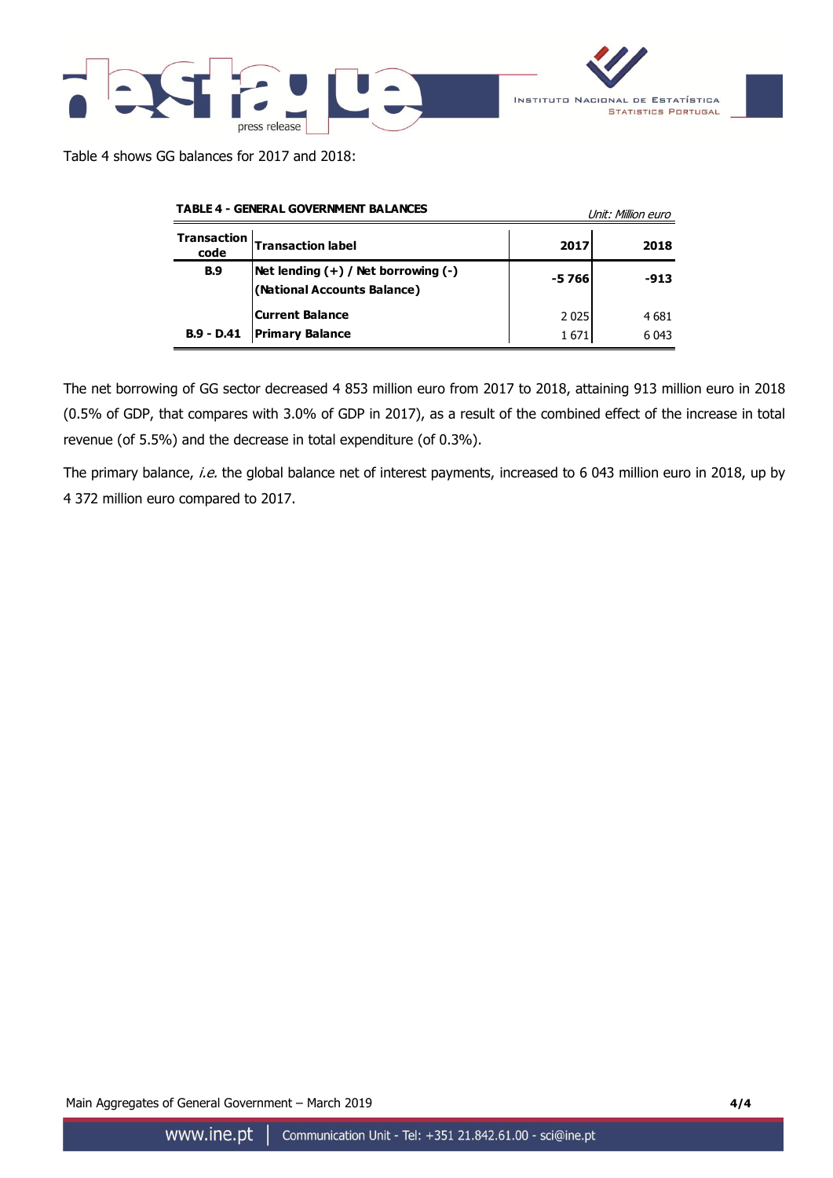Table 4 shows GG balances for 2017 and 2018:

**TABLE 4 - GENERAL GOVERNMENT BALANCES**

*Unit: Million euro*

| Transaction code | Transaction label | 2017 | 2018 |
|---|---|---|---|
| **B.9** | **Net lending (+) / Net borrowing (-) (National Accounts Balance)** | **-5 766** | **-913** |
| | **Current Balance** | 2 025 | 4 681 |
| **B.9 - D.41** | **Primary Balance** | 1 671 | 6 043 |

The net borrowing of GG sector decreased 4 853 million euro from 2017 to 2018, attaining 913 million euro in 2018 (0.5% of GDP, that compares with 3.0% of GDP in 2017), as a result of the combined effect of the increase in total revenue (of 5.5%) and the decrease in total expenditure (of 0.3%).

The primary balance, *i.e.* the global balance net of interest payments, increased to 6 043 million euro in 2018, up by 4 372 million euro compared to 2017.